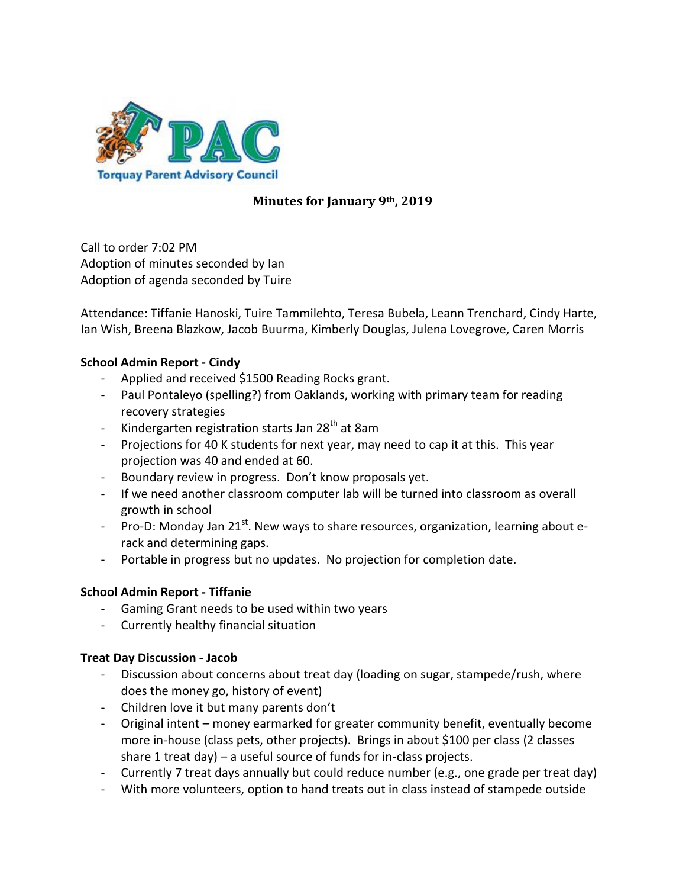Torquay Parent Advisory Council

# Minutes for January 9th, 2019

Call to order 7:02 PM
Adoption of minutes seconded by Ian
Adoption of agenda seconded by Tuire

Attendance: Tiffanie Hanoski, Tuire Tammilehto, Teresa Bubela, Leann Trenchard, Cindy Harte, Ian Wish, Breena Blazkow, Jacob Buurma, Kimberly Douglas, Julena Lovegrove, Caren Morris

**School Admin Report - Cindy**

- Applied and received $1500 Reading Rocks grant.
- Paul Pontaleyo (spelling?) from Oaklands, working with primary team for reading recovery strategies
- Kindergarten registration starts Jan 28th at 8am
- Projections for 40 K students for next year, may need to cap it at this. This year projection was 40 and ended at 60.
- Boundary review in progress. Don't know proposals yet.
- If we need another classroom computer lab will be turned into classroom as overall growth in school
- Pro-D: Monday Jan 21st. New ways to share resources, organization, learning about e-rack and determining gaps.
- Portable in progress but no updates. No projection for completion date.

**School Admin Report - Tiffanie**

- Gaming Grant needs to be used within two years
- Currently healthy financial situation

**Treat Day Discussion - Jacob**

- Discussion about concerns about treat day (loading on sugar, stampede/rush, where does the money go, history of event)
- Children love it but many parents don't
- Original intent – money earmarked for greater community benefit, eventually become more in-house (class pets, other projects). Brings in about $100 per class (2 classes share 1 treat day) – a useful source of funds for in-class projects.
- Currently 7 treat days annually but could reduce number (e.g., one grade per treat day)
- With more volunteers, option to hand treats out in class instead of stampede outside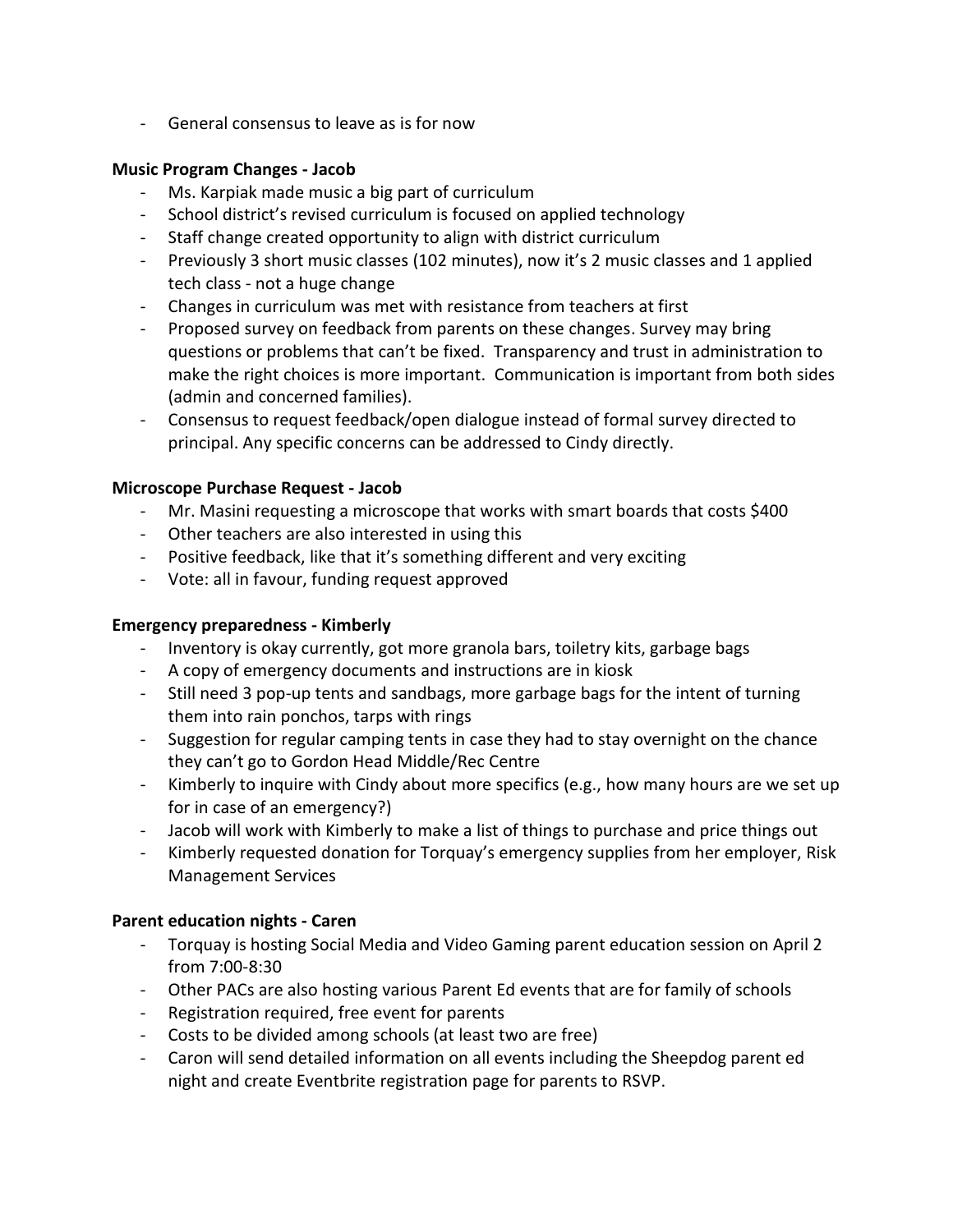- General consensus to leave as is for now

**Music Program Changes - Jacob**

- Ms. Karpiak made music a big part of curriculum
- School district's revised curriculum is focused on applied technology
- Staff change created opportunity to align with district curriculum
- Previously 3 short music classes (102 minutes), now it's 2 music classes and 1 applied tech class - not a huge change
- Changes in curriculum was met with resistance from teachers at first
- Proposed survey on feedback from parents on these changes. Survey may bring questions or problems that can't be fixed. Transparency and trust in administration to make the right choices is more important. Communication is important from both sides (admin and concerned families).
- Consensus to request feedback/open dialogue instead of formal survey directed to principal. Any specific concerns can be addressed to Cindy directly.

**Microscope Purchase Request - Jacob**

- Mr. Masini requesting a microscope that works with smart boards that costs $400
- Other teachers are also interested in using this
- Positive feedback, like that it's something different and very exciting
- Vote: all in favour, funding request approved

**Emergency preparedness - Kimberly**

- Inventory is okay currently, got more granola bars, toiletry kits, garbage bags
- A copy of emergency documents and instructions are in kiosk
- Still need 3 pop-up tents and sandbags, more garbage bags for the intent of turning them into rain ponchos, tarps with rings
- Suggestion for regular camping tents in case they had to stay overnight on the chance they can't go to Gordon Head Middle/Rec Centre
- Kimberly to inquire with Cindy about more specifics (e.g., how many hours are we set up for in case of an emergency?)
- Jacob will work with Kimberly to make a list of things to purchase and price things out
- Kimberly requested donation for Torquay's emergency supplies from her employer, Risk Management Services

**Parent education nights - Caren**

- Torquay is hosting Social Media and Video Gaming parent education session on April 2 from 7:00-8:30
- Other PACs are also hosting various Parent Ed events that are for family of schools
- Registration required, free event for parents
- Costs to be divided among schools (at least two are free)
- Caron will send detailed information on all events including the Sheepdog parent ed night and create Eventbrite registration page for parents to RSVP.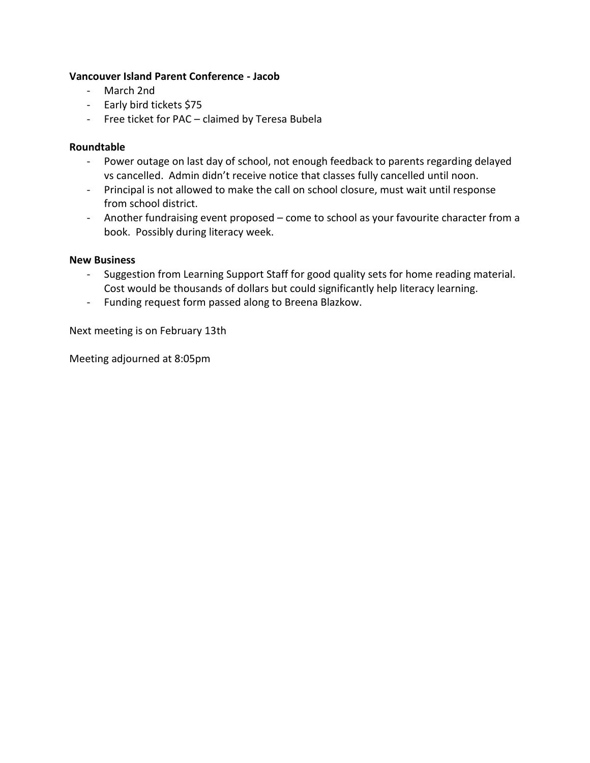**Vancouver Island Parent Conference - Jacob**

- March 2nd
- Early bird tickets $75
- Free ticket for PAC – claimed by Teresa Bubela

**Roundtable**

- Power outage on last day of school, not enough feedback to parents regarding delayed vs cancelled. Admin didn't receive notice that classes fully cancelled until noon.
- Principal is not allowed to make the call on school closure, must wait until response from school district.
- Another fundraising event proposed – come to school as your favourite character from a book. Possibly during literacy week.

**New Business**

- Suggestion from Learning Support Staff for good quality sets for home reading material. Cost would be thousands of dollars but could significantly help literacy learning.
- Funding request form passed along to Breena Blazkow.

Next meeting is on February 13th

Meeting adjourned at 8:05pm